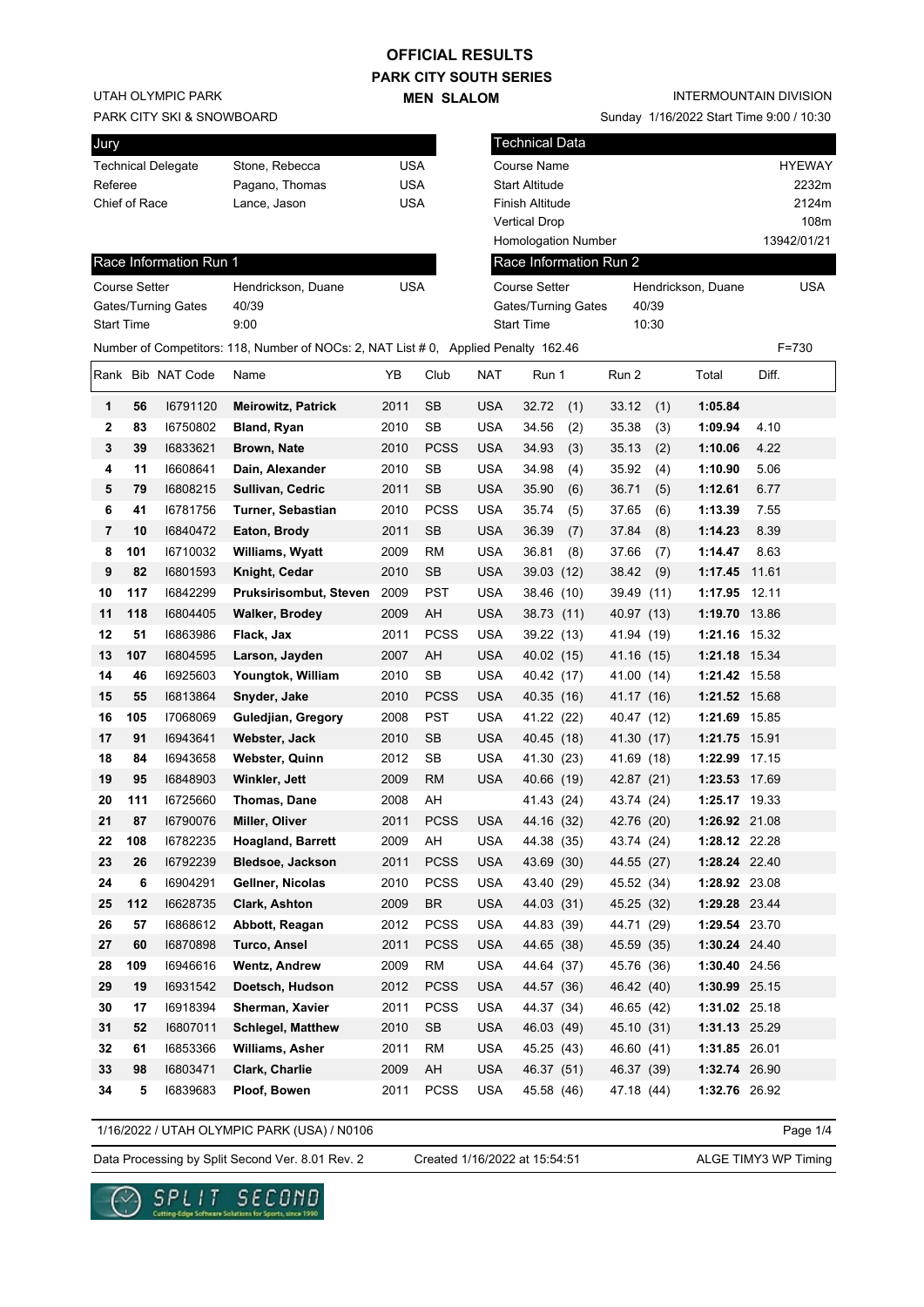# OFFICIAL RESULTS

## PARK CITY SOUTH SERIES

### MEN SLALOM

UTAH OLYMPIC PARK
PARK CITY SKI & SNOWBOARD

INTERMOUNTAIN DIVISION
Sunday 1/16/2022 Start Time 9:00 / 10:30

| Jury | | |
|---|---|---|
| Technical Delegate | Stone, Rebecca | USA |
| Referee | Pagano, Thomas | USA |
| Chief of Race | Lance, Jason | USA |

| Technical Data | |
|---|---|
| Course Name | HYEWAY |
| Start Altitude | 2232m |
| Finish Altitude | 2124m |
| Vertical Drop | 108m |
| Homologation Number | 13942/01/21 |

| Race Information Run 1 | | |
|---|---|---|
| Course Setter | Hendrickson, Duane | USA |
| Gates/Turning Gates | 40/39 | |
| Start Time | 9:00 | |

| Race Information Run 2 | | |
|---|---|---|
| Course Setter | Hendrickson, Duane | USA |
| Gates/Turning Gates | 40/39 | |
| Start Time | 10:30 | |

Number of Competitors: 118, Number of NOCs: 2, NAT List # 0, Applied Penalty 162.46 F=730

| Rank | Bib | NAT Code | Name | YB | Club | NAT | Run 1 | Run 2 | Total | Diff. |
|---|---|---|---|---|---|---|---|---|---|---|
| 1 | 56 | I6791120 | **Meirowitz, Patrick** | 2011 | SB | USA | 32.72 (1) | 33.12 (1) | **1:05.84** | |
| 2 | 83 | I6750802 | **Bland, Ryan** | 2010 | SB | USA | 34.56 (2) | 35.38 (3) | **1:09.94** | 4.10 |
| 3 | 39 | I6833621 | **Brown, Nate** | 2010 | PCSS | USA | 34.93 (3) | 35.13 (2) | **1:10.06** | 4.22 |
| 4 | 11 | I6608641 | **Dain, Alexander** | 2010 | SB | USA | 34.98 (4) | 35.92 (4) | **1:10.90** | 5.06 |
| 5 | 79 | I6808215 | **Sullivan, Cedric** | 2011 | SB | USA | 35.90 (6) | 36.71 (5) | **1:12.61** | 6.77 |
| 6 | 41 | I6781756 | **Turner, Sebastian** | 2010 | PCSS | USA | 35.74 (5) | 37.65 (6) | **1:13.39** | 7.55 |
| 7 | 10 | I6840472 | **Eaton, Brody** | 2011 | SB | USA | 36.39 (7) | 37.84 (8) | **1:14.23** | 8.39 |
| 8 | 101 | I6710032 | **Williams, Wyatt** | 2009 | RM | USA | 36.81 (8) | 37.66 (7) | **1:14.47** | 8.63 |
| 9 | 82 | I6801593 | **Knight, Cedar** | 2010 | SB | USA | 39.03 (12) | 38.42 (9) | **1:17.45** | 11.61 |
| 10 | 117 | I6842299 | **Pruksirisombut, Steven** | 2009 | PST | USA | 38.46 (10) | 39.49 (11) | **1:17.95** | 12.11 |
| 11 | 118 | I6804405 | **Walker, Brodey** | 2009 | AH | USA | 38.73 (11) | 40.97 (13) | **1:19.70** | 13.86 |
| 12 | 51 | I6863986 | **Flack, Jax** | 2011 | PCSS | USA | 39.22 (13) | 41.94 (19) | **1:21.16** | 15.32 |
| 13 | 107 | I6804595 | **Larson, Jayden** | 2007 | AH | USA | 40.02 (15) | 41.16 (15) | **1:21.18** | 15.34 |
| 14 | 46 | I6925603 | **Youngtok, William** | 2010 | SB | USA | 40.42 (17) | 41.00 (14) | **1:21.42** | 15.58 |
| 15 | 55 | I6813864 | **Snyder, Jake** | 2010 | PCSS | USA | 40.35 (16) | 41.17 (16) | **1:21.52** | 15.68 |
| 16 | 105 | I7068069 | **Guledjian, Gregory** | 2008 | PST | USA | 41.22 (22) | 40.47 (12) | **1:21.69** | 15.85 |
| 17 | 91 | I6943641 | **Webster, Jack** | 2010 | SB | USA | 40.45 (18) | 41.30 (17) | **1:21.75** | 15.91 |
| 18 | 84 | I6943658 | **Webster, Quinn** | 2012 | SB | USA | 41.30 (23) | 41.69 (18) | **1:22.99** | 17.15 |
| 19 | 95 | I6848903 | **Winkler, Jett** | 2009 | RM | USA | 40.66 (19) | 42.87 (21) | **1:23.53** | 17.69 |
| 20 | 111 | I6725660 | **Thomas, Dane** | 2008 | AH | | 41.43 (24) | 43.74 (24) | **1:25.17** | 19.33 |
| 21 | 87 | I6790076 | **Miller, Oliver** | 2011 | PCSS | USA | 44.16 (32) | 42.76 (20) | **1:26.92** | 21.08 |
| 22 | 108 | I6782235 | **Hoagland, Barrett** | 2009 | AH | USA | 44.38 (35) | 43.74 (24) | **1:28.12** | 22.28 |
| 23 | 26 | I6792239 | **Bledsoe, Jackson** | 2011 | PCSS | USA | 43.69 (30) | 44.55 (27) | **1:28.24** | 22.40 |
| 24 | 6 | I6904291 | **Gellner, Nicolas** | 2010 | PCSS | USA | 43.40 (29) | 45.52 (34) | **1:28.92** | 23.08 |
| 25 | 112 | I6628735 | **Clark, Ashton** | 2009 | BR | USA | 44.03 (31) | 45.25 (32) | **1:29.28** | 23.44 |
| 26 | 57 | I6868612 | **Abbott, Reagan** | 2012 | PCSS | USA | 44.83 (39) | 44.71 (29) | **1:29.54** | 23.70 |
| 27 | 60 | I6870898 | **Turco, Ansel** | 2011 | PCSS | USA | 44.65 (38) | 45.59 (35) | **1:30.24** | 24.40 |
| 28 | 109 | I6946616 | **Wentz, Andrew** | 2009 | RM | USA | 44.64 (37) | 45.76 (36) | **1:30.40** | 24.56 |
| 29 | 19 | I6931542 | **Doetsch, Hudson** | 2012 | PCSS | USA | 44.57 (36) | 46.42 (40) | **1:30.99** | 25.15 |
| 30 | 17 | I6918394 | **Sherman, Xavier** | 2011 | PCSS | USA | 44.37 (34) | 46.65 (42) | **1:31.02** | 25.18 |
| 31 | 52 | I6807011 | **Schlegel, Matthew** | 2010 | SB | USA | 46.03 (49) | 45.10 (31) | **1:31.13** | 25.29 |
| 32 | 61 | I6853366 | **Williams, Asher** | 2011 | RM | USA | 45.25 (43) | 46.60 (41) | **1:31.85** | 26.01 |
| 33 | 98 | I6803471 | **Clark, Charlie** | 2009 | AH | USA | 46.37 (51) | 46.37 (39) | **1:32.74** | 26.90 |
| 34 | 5 | I6839683 | **Ploof, Bowen** | 2011 | PCSS | USA | 45.58 (46) | 47.18 (44) | **1:32.76** | 26.92 |

1/16/2022 / UTAH OLYMPIC PARK (USA) / N0106

Data Processing by Split Second Ver. 8.01 Rev. 2 Created 1/16/2022 at 15:54:51 ALGE TIMY3 WP Timing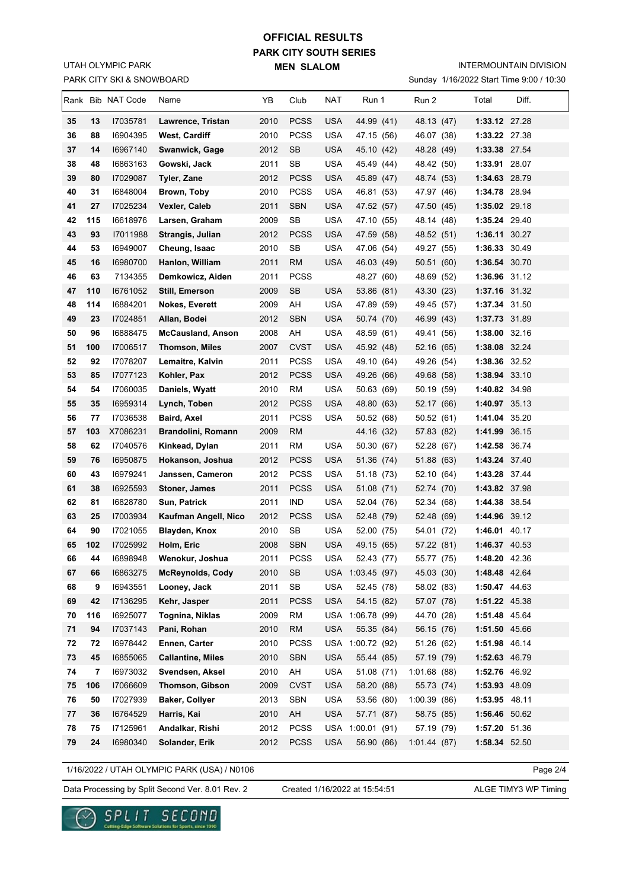# OFFICIAL RESULTS

## PARK CITY SOUTH SERIES

## MEN SLALOM

UTAH OLYMPIC PARK
PARK CITY SKI & SNOWBOARD

INTERMOUNTAIN DIVISION
Sunday 1/16/2022 Start Time 9:00 / 10:30

| Rank | Bib | NAT Code | Name | YB | Club | NAT | Run 1 | Run 2 | Total | Diff. |
|---|---|---|---|---|---|---|---|---|---|---|
| 35 | 13 | I7035781 | **Lawrence, Tristan** | 2010 | PCSS | USA | 44.99 (41) | 48.13 (47) | **1:33.12** | 27.28 |
| 36 | 88 | I6904395 | **West, Cardiff** | 2010 | PCSS | USA | 47.15 (56) | 46.07 (38) | **1:33.22** | 27.38 |
| 37 | 14 | I6967140 | **Swanwick, Gage** | 2012 | SB | USA | 45.10 (42) | 48.28 (49) | **1:33.38** | 27.54 |
| 38 | 48 | I6863163 | **Gowski, Jack** | 2011 | SB | USA | 45.49 (44) | 48.42 (50) | **1:33.91** | 28.07 |
| 39 | 80 | I7029087 | **Tyler, Zane** | 2012 | PCSS | USA | 45.89 (47) | 48.74 (53) | **1:34.63** | 28.79 |
| 40 | 31 | I6848004 | **Brown, Toby** | 2010 | PCSS | USA | 46.81 (53) | 47.97 (46) | **1:34.78** | 28.94 |
| 41 | 27 | I7025234 | **Vexler, Caleb** | 2011 | SBN | USA | 47.52 (57) | 47.50 (45) | **1:35.02** | 29.18 |
| 42 | 115 | I6618976 | **Larsen, Graham** | 2009 | SB | USA | 47.10 (55) | 48.14 (48) | **1:35.24** | 29.40 |
| 43 | 93 | I7011988 | **Strangis, Julian** | 2012 | PCSS | USA | 47.59 (58) | 48.52 (51) | **1:36.11** | 30.27 |
| 44 | 53 | I6949007 | **Cheung, Isaac** | 2010 | SB | USA | 47.06 (54) | 49.27 (55) | **1:36.33** | 30.49 |
| 45 | 16 | I6980700 | **Hanlon, William** | 2011 | RM | USA | 46.03 (49) | 50.51 (60) | **1:36.54** | 30.70 |
| 46 | 63 | 7134355 | **Demkowicz, Aiden** | 2011 | PCSS | | 48.27 (60) | 48.69 (52) | **1:36.96** | 31.12 |
| 47 | 110 | I6761052 | **Still, Emerson** | 2009 | SB | USA | 53.86 (81) | 43.30 (23) | **1:37.16** | 31.32 |
| 48 | 114 | I6884201 | **Nokes, Everett** | 2009 | AH | USA | 47.89 (59) | 49.45 (57) | **1:37.34** | 31.50 |
| 49 | 23 | I7024851 | **Allan, Bodei** | 2012 | SBN | USA | 50.74 (70) | 46.99 (43) | **1:37.73** | 31.89 |
| 50 | 96 | I6888475 | **McCausland, Anson** | 2008 | AH | USA | 48.59 (61) | 49.41 (56) | **1:38.00** | 32.16 |
| 51 | 100 | I7006517 | **Thomson, Miles** | 2007 | CVST | USA | 45.92 (48) | 52.16 (65) | **1:38.08** | 32.24 |
| 52 | 92 | I7078207 | **Lemaitre, Kalvin** | 2011 | PCSS | USA | 49.10 (64) | 49.26 (54) | **1:38.36** | 32.52 |
| 53 | 85 | I7077123 | **Kohler, Pax** | 2012 | PCSS | USA | 49.26 (66) | 49.68 (58) | **1:38.94** | 33.10 |
| 54 | 54 | I7060035 | **Daniels, Wyatt** | 2010 | RM | USA | 50.63 (69) | 50.19 (59) | **1:40.82** | 34.98 |
| 55 | 35 | I6959314 | **Lynch, Toben** | 2012 | PCSS | USA | 48.80 (63) | 52.17 (66) | **1:40.97** | 35.13 |
| 56 | 77 | I7036538 | **Baird, Axel** | 2011 | PCSS | USA | 50.52 (68) | 50.52 (61) | **1:41.04** | 35.20 |
| 57 | 103 | X7086231 | **Brandolini, Romann** | 2009 | RM | | 44.16 (32) | 57.83 (82) | **1:41.99** | 36.15 |
| 58 | 62 | I7040576 | **Kinkead, Dylan** | 2011 | RM | USA | 50.30 (67) | 52.28 (67) | **1:42.58** | 36.74 |
| 59 | 76 | I6950875 | **Hokanson, Joshua** | 2012 | PCSS | USA | 51.36 (74) | 51.88 (63) | **1:43.24** | 37.40 |
| 60 | 43 | I6979241 | **Janssen, Cameron** | 2012 | PCSS | USA | 51.18 (73) | 52.10 (64) | **1:43.28** | 37.44 |
| 61 | 38 | I6925593 | **Stoner, James** | 2011 | PCSS | USA | 51.08 (71) | 52.74 (70) | **1:43.82** | 37.98 |
| 62 | 81 | I6828780 | **Sun, Patrick** | 2011 | IND | USA | 52.04 (76) | 52.34 (68) | **1:44.38** | 38.54 |
| 63 | 25 | I7003934 | **Kaufman Angell, Nico** | 2012 | PCSS | USA | 52.48 (79) | 52.48 (69) | **1:44.96** | 39.12 |
| 64 | 90 | I7021055 | **Blayden, Knox** | 2010 | SB | USA | 52.00 (75) | 54.01 (72) | **1:46.01** | 40.17 |
| 65 | 102 | I7025992 | **Holm, Eric** | 2008 | SBN | USA | 49.15 (65) | 57.22 (81) | **1:46.37** | 40.53 |
| 66 | 44 | I6898948 | **Wenokur, Joshua** | 2011 | PCSS | USA | 52.43 (77) | 55.77 (75) | **1:48.20** | 42.36 |
| 67 | 66 | I6863275 | **McReynolds, Cody** | 2010 | SB | USA | 1:03.45 (97) | 45.03 (30) | **1:48.48** | 42.64 |
| 68 | 9 | I6943551 | **Looney, Jack** | 2011 | SB | USA | 52.45 (78) | 58.02 (83) | **1:50.47** | 44.63 |
| 69 | 42 | I7136295 | **Kehr, Jasper** | 2011 | PCSS | USA | 54.15 (82) | 57.07 (78) | **1:51.22** | 45.38 |
| 70 | 116 | I6925077 | **Tognina, Niklas** | 2009 | RM | USA | 1:06.78 (99) | 44.70 (28) | **1:51.48** | 45.64 |
| 71 | 94 | I7037143 | **Pani, Rohan** | 2010 | RM | USA | 55.35 (84) | 56.15 (76) | **1:51.50** | 45.66 |
| 72 | 72 | I6978442 | **Ennen, Carter** | 2010 | PCSS | USA | 1:00.72 (92) | 51.26 (62) | **1:51.98** | 46.14 |
| 73 | 45 | I6855065 | **Callantine, Miles** | 2010 | SBN | USA | 55.44 (85) | 57.19 (79) | **1:52.63** | 46.79 |
| 74 | 7 | I6973032 | **Svendsen, Aksel** | 2010 | AH | USA | 51.08 (71) | 1:01.68 (88) | **1:52.76** | 46.92 |
| 75 | 106 | I7066609 | **Thomson, Gibson** | 2009 | CVST | USA | 58.20 (88) | 55.73 (74) | **1:53.93** | 48.09 |
| 76 | 50 | I7027939 | **Baker, Collyer** | 2013 | SBN | USA | 53.56 (80) | 1:00.39 (86) | **1:53.95** | 48.11 |
| 77 | 36 | I6764529 | **Harris, Kai** | 2010 | AH | USA | 57.71 (87) | 58.75 (85) | **1:56.46** | 50.62 |
| 78 | 75 | I7125961 | **Andalkar, Rishi** | 2012 | PCSS | USA | 1:00.01 (91) | 57.19 (79) | **1:57.20** | 51.36 |
| 79 | 24 | I6980340 | **Solander, Erik** | 2012 | PCSS | USA | 56.90 (86) | 1:01.44 (87) | **1:58.34** | 52.50 |

1/16/2022 / UTAH OLYMPIC PARK (USA) / N0106

Data Processing by Split Second Ver. 8.01 Rev. 2 — Created 1/16/2022 at 15:54:51 — ALGE TIMY3 WP Timing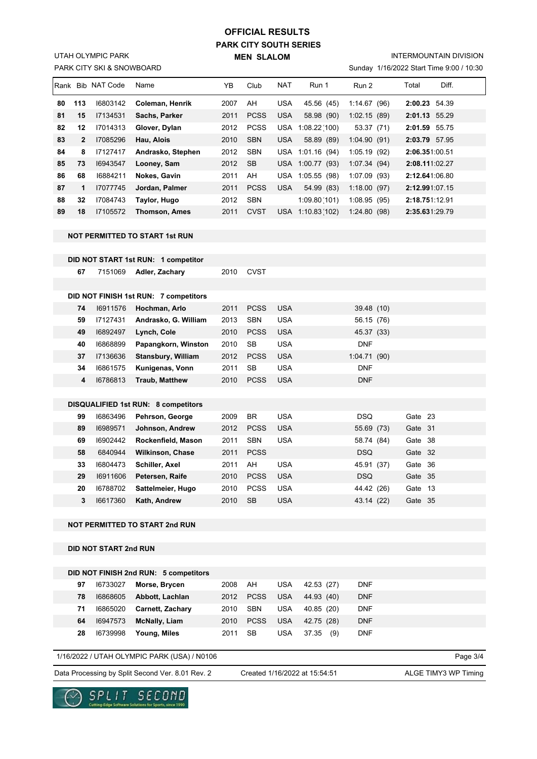# OFFICIAL RESULTS

## PARK CITY SOUTH SERIES

### MEN SLALOM

UTAH OLYMPIC PARK
PARK CITY SKI & SNOWBOARD

INTERMOUNTAIN DIVISION
Sunday 1/16/2022 Start Time 9:00 / 10:30

| Rank | Bib | NAT Code | Name | YB | Club | NAT | Run 1 | Run 2 | Total | Diff. |
|---|---|---|---|---|---|---|---|---|---|---|
| **80** | **113** | I6803142 | **Coleman, Henrik** | 2007 | AH | USA | 45.56 (45) | 1:14.67 (96) | **2:00.23** | 54.39 |
| **81** | **15** | I7134531 | **Sachs, Parker** | 2011 | PCSS | USA | 58.98 (90) | 1:02.15 (89) | **2:01.13** | 55.29 |
| **82** | **12** | I7014313 | **Glover, Dylan** | 2012 | PCSS | USA | 1:08.22 (100) | 53.37 (71) | **2:01.59** | 55.75 |
| **83** | **2** | I7085296 | **Hau, Alois** | 2010 | SBN | USA | 58.89 (89) | 1:04.90 (91) | **2:03.79** | 57.95 |
| **84** | **8** | I7127417 | **Andrasko, Stephen** | 2012 | SBN | USA | 1:01.16 (94) | 1:05.19 (92) | **2:06.35** | 1:00.51 |
| **85** | **73** | I6943547 | **Looney, Sam** | 2012 | SB | USA | 1:00.77 (93) | 1:07.34 (94) | **2:08.11** | 1:02.27 |
| **86** | **68** | I6884211 | **Nokes, Gavin** | 2011 | AH | USA | 1:05.55 (98) | 1:07.09 (93) | **2:12.64** | 1:06.80 |
| **87** | **1** | I7077745 | **Jordan, Palmer** | 2011 | PCSS | USA | 54.99 (83) | 1:18.00 (97) | **2:12.99** | 1:07.15 |
| **88** | **32** | I7084743 | **Taylor, Hugo** | 2012 | SBN | | 1:09.80 (101) | 1:08.95 (95) | **2:18.75** | 1:12.91 |
| **89** | **18** | I7105572 | **Thomson, Ames** | 2011 | CVST | USA | 1:10.83 (102) | 1:24.80 (98) | **2:35.63** | 1:29.79 |

**NOT PERMITTED TO START 1st RUN**

**DID NOT START 1st RUN: 1 competitor**

| Bib | NAT Code | Name | YB | Club |
|---|---|---|---|---|
| **67** | 7151069 | **Adler, Zachary** | 2010 | CVST |

**DID NOT FINISH 1st RUN: 7 competitors**

| Bib | NAT Code | Name | YB | Club | NAT | Run 2 |
|---|---|---|---|---|---|---|
| **74** | I6911576 | **Hochman, Arlo** | 2011 | PCSS | USA | 39.48 (10) |
| **59** | I7127431 | **Andrasko, G. William** | 2013 | SBN | USA | 56.15 (76) |
| **49** | I6892497 | **Lynch, Cole** | 2010 | PCSS | USA | 45.37 (33) |
| **40** | I6868899 | **Papangkorn, Winston** | 2010 | SB | USA | DNF |
| **37** | I7136636 | **Stansbury, William** | 2012 | PCSS | USA | 1:04.71 (90) |
| **34** | I6861575 | **Kunigenas, Vonn** | 2011 | SB | USA | DNF |
| **4** | I6786813 | **Traub, Matthew** | 2010 | PCSS | USA | DNF |

**DISQUALIFIED 1st RUN: 8 competitors**

| Bib | NAT Code | Name | YB | Club | NAT | Run 2 | Gate |
|---|---|---|---|---|---|---|---|
| **99** | I6863496 | **Pehrson, George** | 2009 | BR | USA | DSQ | Gate 23 |
| **89** | I6989571 | **Johnson, Andrew** | 2012 | PCSS | USA | 55.69 (73) | Gate 31 |
| **69** | I6902442 | **Rockenfield, Mason** | 2011 | SBN | USA | 58.74 (84) | Gate 38 |
| **58** | 6840944 | **Wilkinson, Chase** | 2011 | PCSS | | DSQ | Gate 32 |
| **33** | I6804473 | **Schiller, Axel** | 2011 | AH | USA | 45.91 (37) | Gate 36 |
| **29** | I6911606 | **Petersen, Raife** | 2010 | PCSS | USA | DSQ | Gate 35 |
| **20** | I6788702 | **Sattelmeier, Hugo** | 2010 | PCSS | USA | 44.42 (26) | Gate 13 |
| **3** | I6617360 | **Kath, Andrew** | 2010 | SB | USA | 43.14 (22) | Gate 35 |

**NOT PERMITTED TO START 2nd RUN**

**DID NOT START 2nd RUN**

**DID NOT FINISH 2nd RUN: 5 competitors**

| Bib | NAT Code | Name | YB | Club | NAT | Run 1 | Run 2 |
|---|---|---|---|---|---|---|---|
| **97** | I6733027 | **Morse, Brycen** | 2008 | AH | USA | 42.53 (27) | DNF |
| **78** | I6868605 | **Abbott, Lachlan** | 2012 | PCSS | USA | 44.93 (40) | DNF |
| **71** | I6865020 | **Carnett, Zachary** | 2010 | SBN | USA | 40.85 (20) | DNF |
| **64** | I6947573 | **McNally, Liam** | 2010 | PCSS | USA | 42.75 (28) | DNF |
| **28** | I6739998 | **Young, Miles** | 2011 | SB | USA | 37.35 (9) | DNF |

1/16/2022 / UTAH OLYMPIC PARK (USA) / N0106

Data Processing by Split Second Ver. 8.01 Rev. 2 | Created 1/16/2022 at 15:54:51 | ALGE TIMY3 WP Timing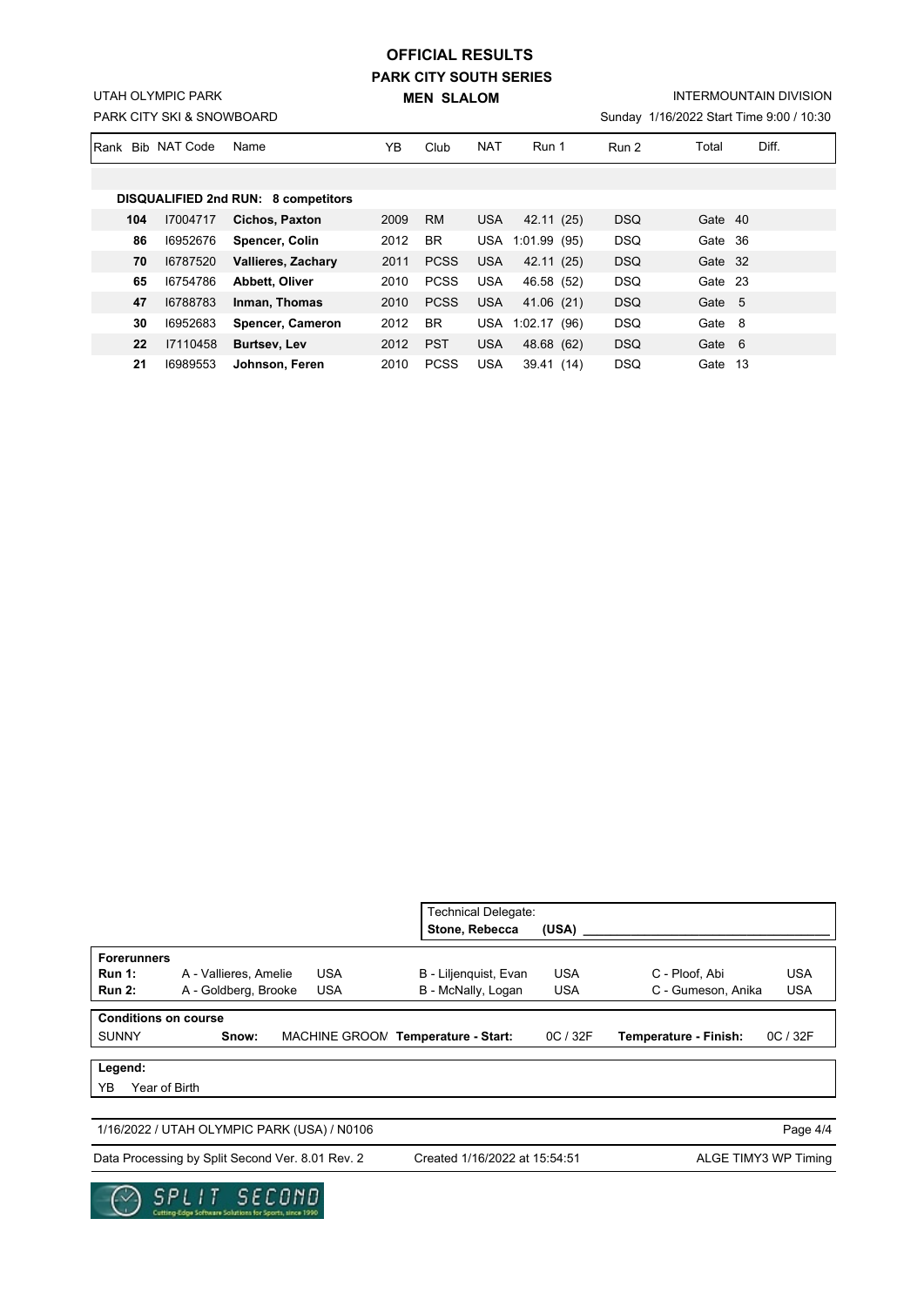# OFFICIAL RESULTS

## PARK CITY SOUTH SERIES

### MEN SLALOM

UTAH OLYMPIC PARK
PARK CITY SKI & SNOWBOARD

INTERMOUNTAIN DIVISION
Sunday 1/16/2022 Start Time 9:00 / 10:30

| Rank | Bib | NAT Code | Name | YB | Club | NAT | Run 1 | Run 2 | Total | Diff. |
|---|---|---|---|---|---|---|---|---|---|---|
| **DISQUALIFIED 2nd RUN: 8 competitors** | | | | | | | | | | |
| | **104** | I7004717 | **Cichos, Paxton** | 2009 | RM | USA | 42.11 (25) | DSQ | Gate 40 | |
| | **86** | I6952676 | **Spencer, Colin** | 2012 | BR | USA | 1:01.99 (95) | DSQ | Gate 36 | |
| | **70** | I6787520 | **Vallieres, Zachary** | 2011 | PCSS | USA | 42.11 (25) | DSQ | Gate 32 | |
| | **65** | I6754786 | **Abbett, Oliver** | 2010 | PCSS | USA | 46.58 (52) | DSQ | Gate 23 | |
| | **47** | I6788783 | **Inman, Thomas** | 2010 | PCSS | USA | 41.06 (21) | DSQ | Gate 5 | |
| | **30** | I6952683 | **Spencer, Cameron** | 2012 | BR | USA | 1:02.17 (96) | DSQ | Gate 8 | |
| | **22** | I7110458 | **Burtsev, Lev** | 2012 | PST | USA | 48.68 (62) | DSQ | Gate 6 | |
| | **21** | I6989553 | **Johnson, Feren** | 2010 | PCSS | USA | 39.41 (14) | DSQ | Gate 13 | |

Technical Delegate: **Stone, Rebecca** (USA)

| **Forerunners** | | | | | | |
|---|---|---|---|---|---|---|
| **Run 1:** | A - Vallieres, Amelie | USA | B - Liljenquist, Evan | USA | C - Ploof, Abi | USA |
| **Run 2:** | A - Goldberg, Brooke | USA | B - McNally, Logan | USA | C - Gumeson, Anika | USA |

**Conditions on course**

SUNNY | **Snow:** MACHINE GROOM | **Temperature - Start:** 0C / 32F | **Temperature - Finish:** 0C / 32F

**Legend:**
YB Year of Birth

1/16/2022 / UTAH OLYMPIC PARK (USA) / N0106

Data Processing by Split Second Ver. 8.01 Rev. 2 | Created 1/16/2022 at 15:54:51 | ALGE TIMY3 WP Timing